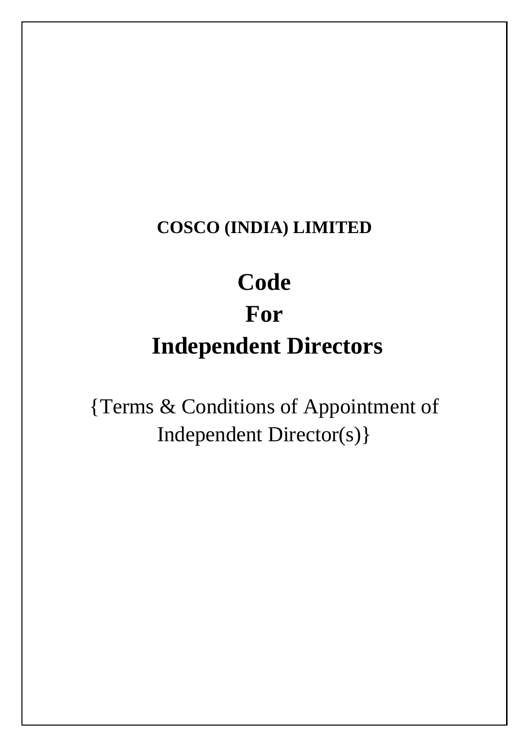**COSCO (INDIA) LIMITED**

# Code
# For
# Independent Directors

{Terms & Conditions of Appointment of Independent Director(s)}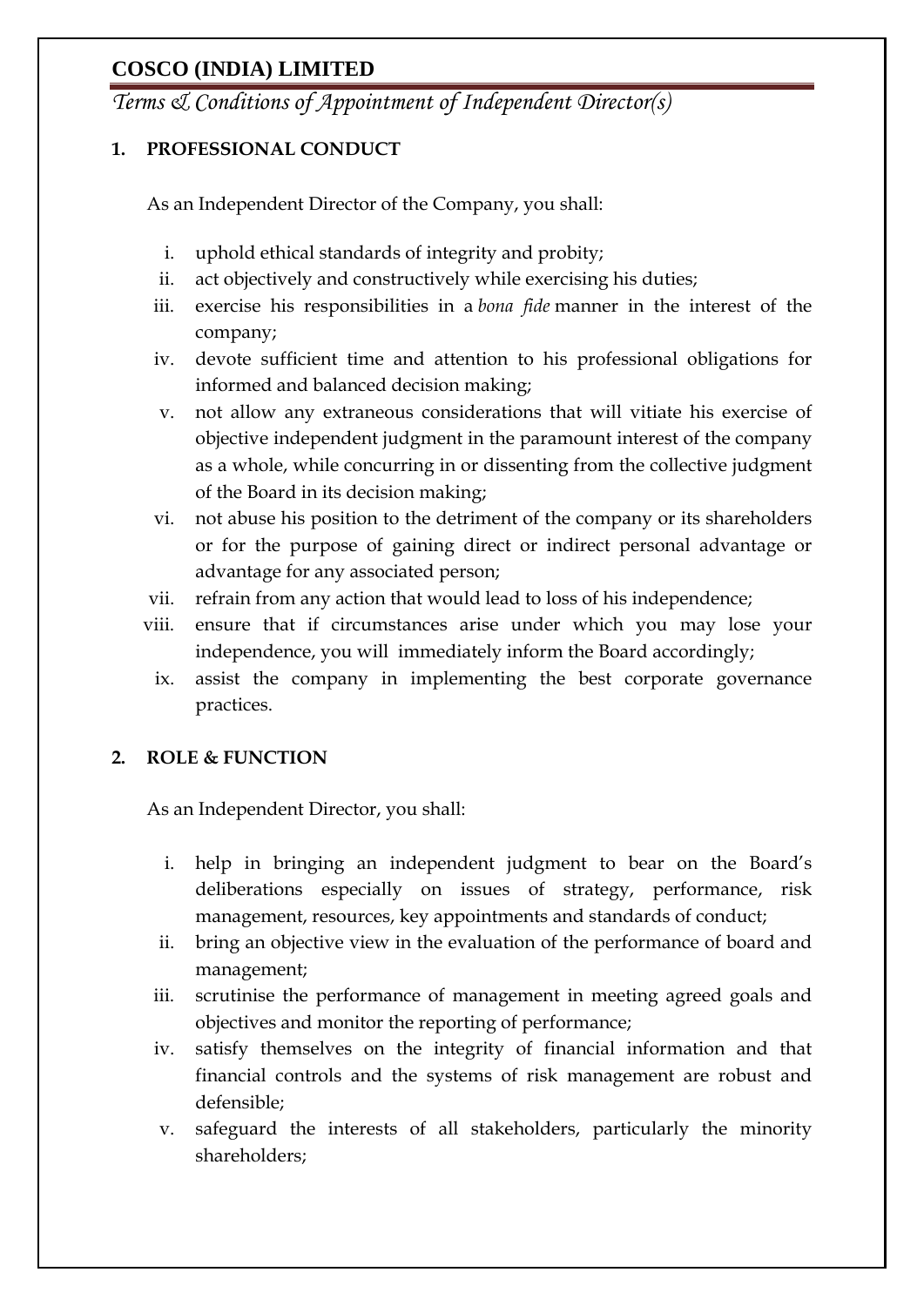**COSCO (INDIA) LIMITED**

*Terms & Conditions of Appointment of Independent Director(s)*

**1. PROFESSIONAL CONDUCT**

As an Independent Director of the Company, you shall:

i. uphold ethical standards of integrity and probity;
ii. act objectively and constructively while exercising his duties;
iii. exercise his responsibilities in a *bona fide* manner in the interest of the company;
iv. devote sufficient time and attention to his professional obligations for informed and balanced decision making;
v. not allow any extraneous considerations that will vitiate his exercise of objective independent judgment in the paramount interest of the company as a whole, while concurring in or dissenting from the collective judgment of the Board in its decision making;
vi. not abuse his position to the detriment of the company or its shareholders or for the purpose of gaining direct or indirect personal advantage or advantage for any associated person;
vii. refrain from any action that would lead to loss of his independence;
viii. ensure that if circumstances arise under which you may lose your independence, you will immediately inform the Board accordingly;
ix. assist the company in implementing the best corporate governance practices.

**2. ROLE & FUNCTION**

As an Independent Director, you shall:

i. help in bringing an independent judgment to bear on the Board's deliberations especially on issues of strategy, performance, risk management, resources, key appointments and standards of conduct;
ii. bring an objective view in the evaluation of the performance of board and management;
iii. scrutinise the performance of management in meeting agreed goals and objectives and monitor the reporting of performance;
iv. satisfy themselves on the integrity of financial information and that financial controls and the systems of risk management are robust and defensible;
v. safeguard the interests of all stakeholders, particularly the minority shareholders;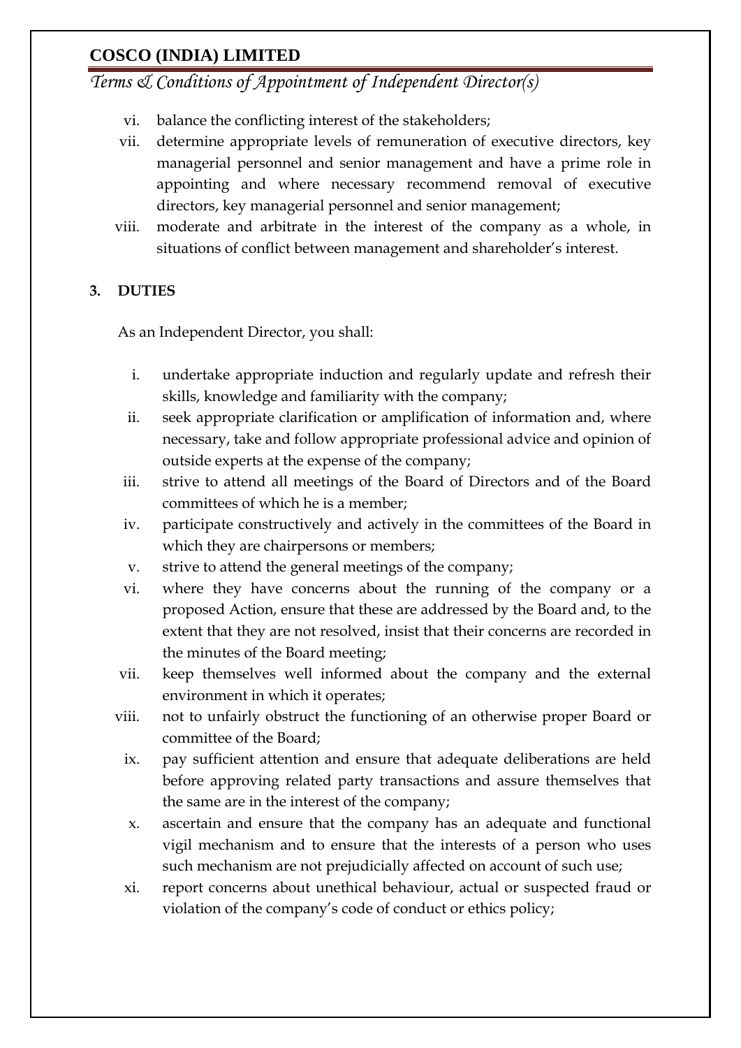vi. balance the conflicting interest of the stakeholders;

vii. determine appropriate levels of remuneration of executive directors, key managerial personnel and senior management and have a prime role in appointing and where necessary recommend removal of executive directors, key managerial personnel and senior management;

viii. moderate and arbitrate in the interest of the company as a whole, in situations of conflict between management and shareholder's interest.

**3. DUTIES**

As an Independent Director, you shall:

i. undertake appropriate induction and regularly update and refresh their skills, knowledge and familiarity with the company;

ii. seek appropriate clarification or amplification of information and, where necessary, take and follow appropriate professional advice and opinion of outside experts at the expense of the company;

iii. strive to attend all meetings of the Board of Directors and of the Board committees of which he is a member;

iv. participate constructively and actively in the committees of the Board in which they are chairpersons or members;

v. strive to attend the general meetings of the company;

vi. where they have concerns about the running of the company or a proposed Action, ensure that these are addressed by the Board and, to the extent that they are not resolved, insist that their concerns are recorded in the minutes of the Board meeting;

vii. keep themselves well informed about the company and the external environment in which it operates;

viii. not to unfairly obstruct the functioning of an otherwise proper Board or committee of the Board;

ix. pay sufficient attention and ensure that adequate deliberations are held before approving related party transactions and assure themselves that the same are in the interest of the company;

x. ascertain and ensure that the company has an adequate and functional vigil mechanism and to ensure that the interests of a person who uses such mechanism are not prejudicially affected on account of such use;

xi. report concerns about unethical behaviour, actual or suspected fraud or violation of the company's code of conduct or ethics policy;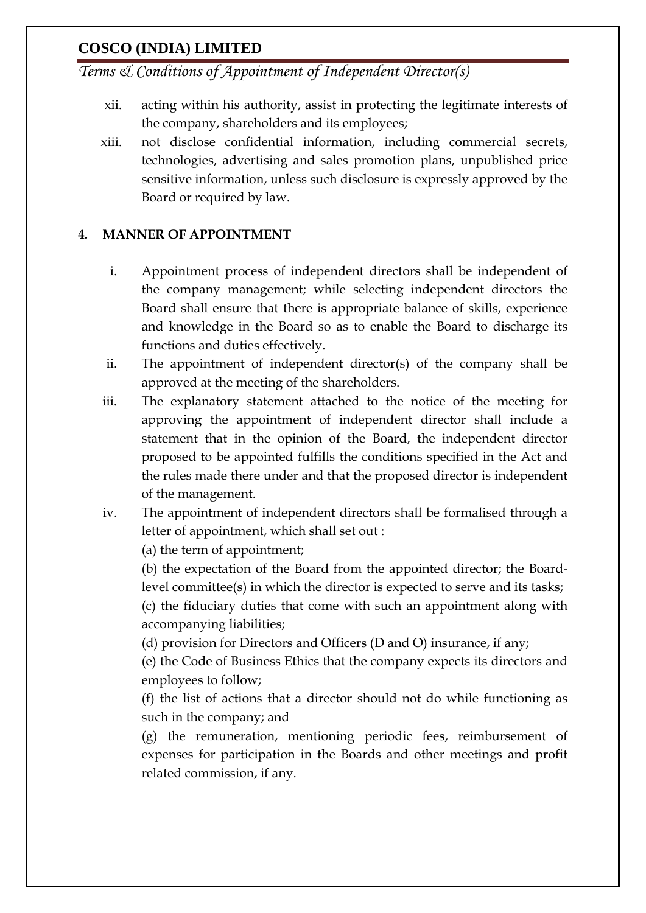xii. acting within his authority, assist in protecting the legitimate interests of the company, shareholders and its employees;

xiii. not disclose confidential information, including commercial secrets, technologies, advertising and sales promotion plans, unpublished price sensitive information, unless such disclosure is expressly approved by the Board or required by law.

## 4. MANNER OF APPOINTMENT

i. Appointment process of independent directors shall be independent of the company management; while selecting independent directors the Board shall ensure that there is appropriate balance of skills, experience and knowledge in the Board so as to enable the Board to discharge its functions and duties effectively.

ii. The appointment of independent director(s) of the company shall be approved at the meeting of the shareholders.

iii. The explanatory statement attached to the notice of the meeting for approving the appointment of independent director shall include a statement that in the opinion of the Board, the independent director proposed to be appointed fulfills the conditions specified in the Act and the rules made there under and that the proposed director is independent of the management.

iv. The appointment of independent directors shall be formalised through a letter of appointment, which shall set out :

(a) the term of appointment;

(b) the expectation of the Board from the appointed director; the Board-level committee(s) in which the director is expected to serve and its tasks;

(c) the fiduciary duties that come with such an appointment along with accompanying liabilities;

(d) provision for Directors and Officers (D and O) insurance, if any;

(e) the Code of Business Ethics that the company expects its directors and employees to follow;

(f) the list of actions that a director should not do while functioning as such in the company; and

(g) the remuneration, mentioning periodic fees, reimbursement of expenses for participation in the Boards and other meetings and profit related commission, if any.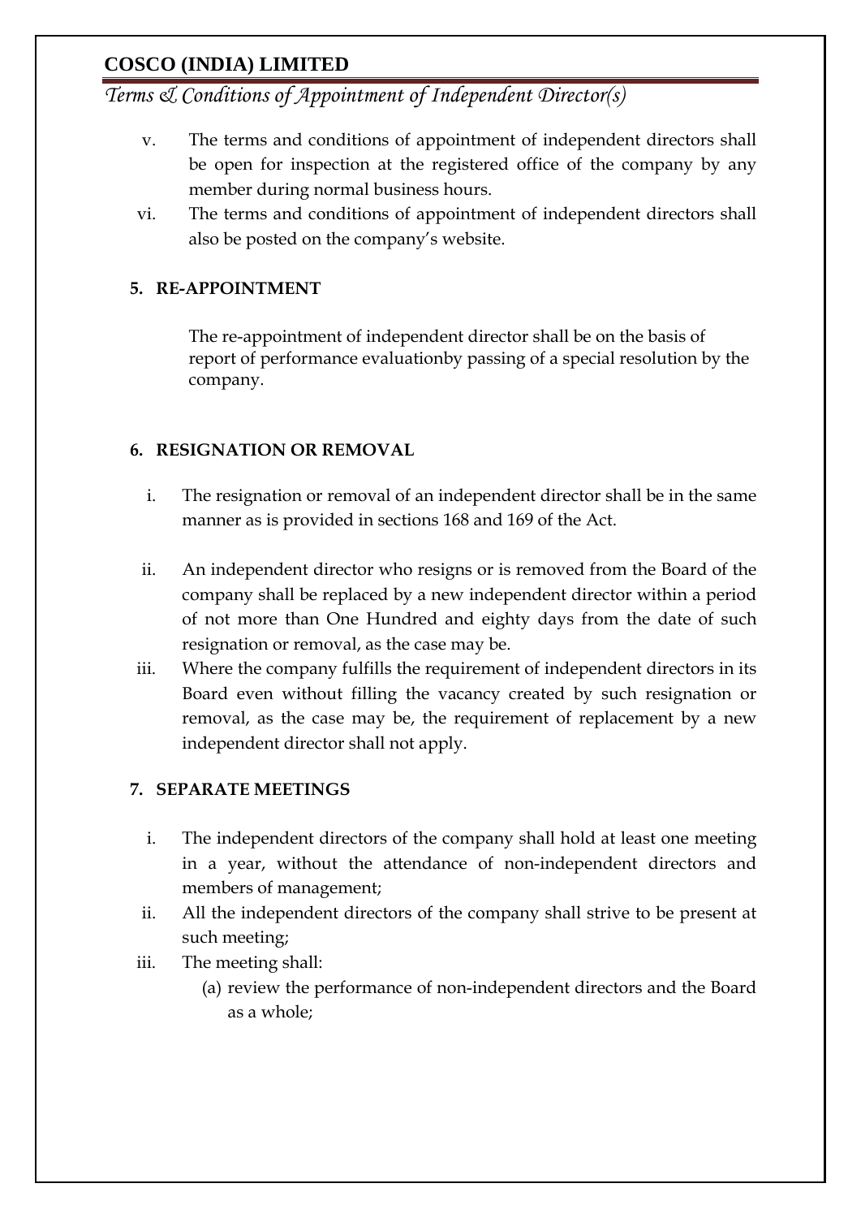v. The terms and conditions of appointment of independent directors shall be open for inspection at the registered office of the company by any member during normal business hours.

vi. The terms and conditions of appointment of independent directors shall also be posted on the company's website.

## 5. RE-APPOINTMENT

The re-appointment of independent director shall be on the basis of report of performance evaluationby passing of a special resolution by the company.

## 6. RESIGNATION OR REMOVAL

i. The resignation or removal of an independent director shall be in the same manner as is provided in sections 168 and 169 of the Act.

ii. An independent director who resigns or is removed from the Board of the company shall be replaced by a new independent director within a period of not more than One Hundred and eighty days from the date of such resignation or removal, as the case may be.

iii. Where the company fulfills the requirement of independent directors in its Board even without filling the vacancy created by such resignation or removal, as the case may be, the requirement of replacement by a new independent director shall not apply.

## 7. SEPARATE MEETINGS

i. The independent directors of the company shall hold at least one meeting in a year, without the attendance of non-independent directors and members of management;

ii. All the independent directors of the company shall strive to be present at such meeting;

iii. The meeting shall:

   (a) review the performance of non-independent directors and the Board as a whole;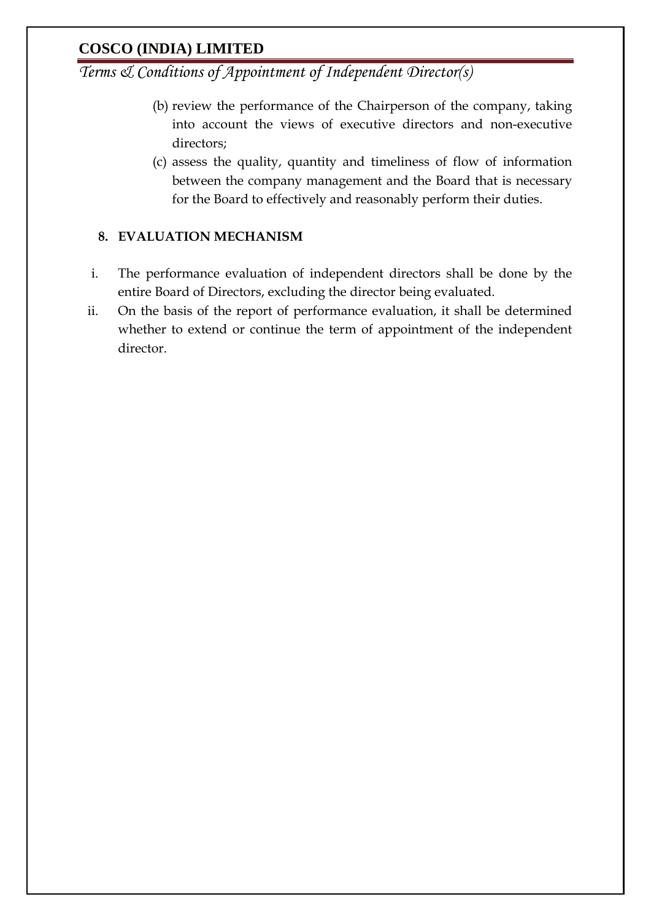(b) review the performance of the Chairperson of the company, taking into account the views of executive directors and non-executive directors;

(c) assess the quality, quantity and timeliness of flow of information between the company management and the Board that is necessary for the Board to effectively and reasonably perform their duties.

**8. EVALUATION MECHANISM**

i. The performance evaluation of independent directors shall be done by the entire Board of Directors, excluding the director being evaluated.

ii. On the basis of the report of performance evaluation, it shall be determined whether to extend or continue the term of appointment of the independent director.